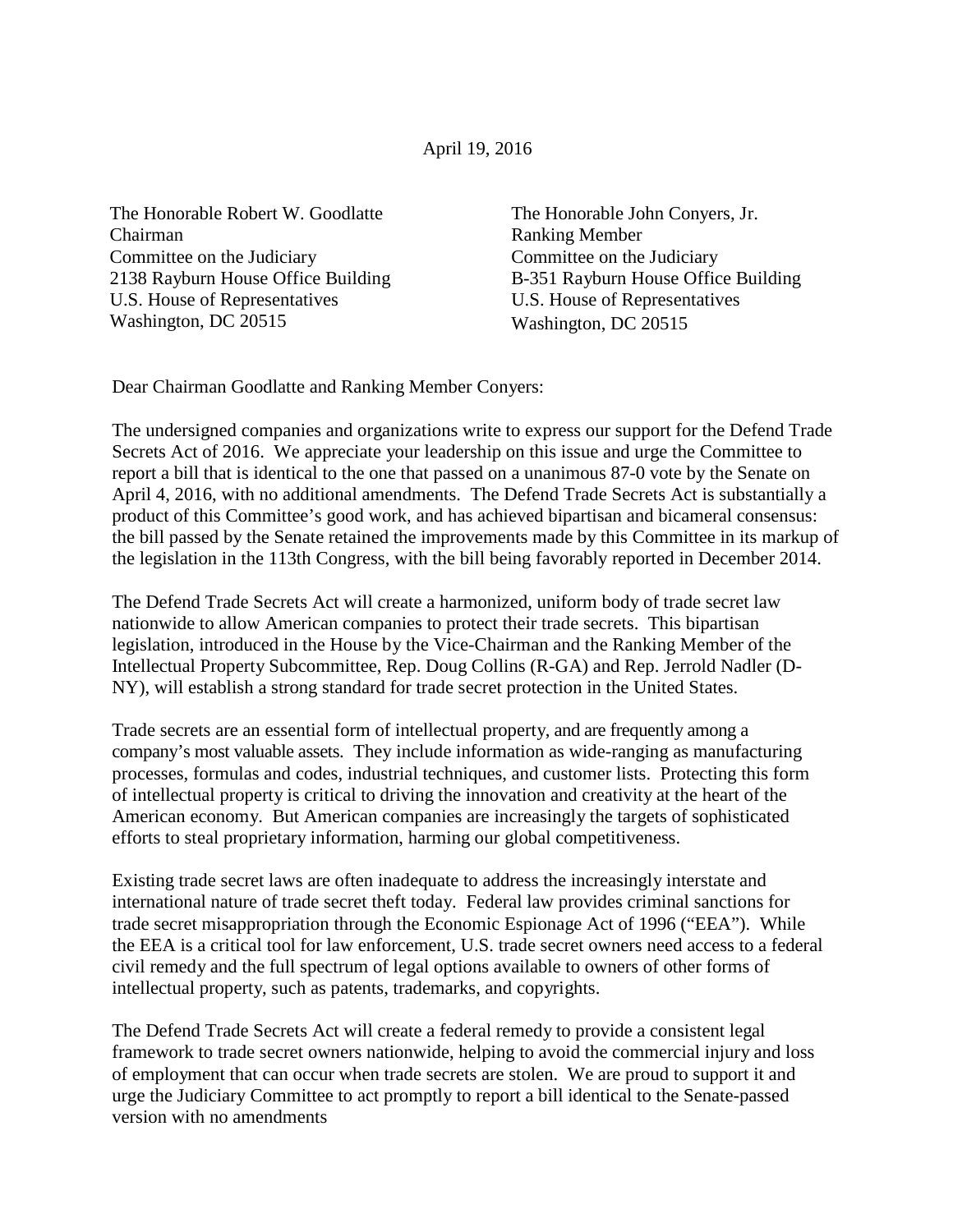April 19, 2016

The Honorable Robert W. Goodlatte
Chairman
Committee on the Judiciary
2138 Rayburn House Office Building
U.S. House of Representatives
Washington, DC 20515

The Honorable John Conyers, Jr.
Ranking Member
Committee on the Judiciary
B-351 Rayburn House Office Building
U.S. House of Representatives
Washington, DC 20515

Dear Chairman Goodlatte and Ranking Member Conyers:

The undersigned companies and organizations write to express our support for the Defend Trade Secrets Act of 2016. We appreciate your leadership on this issue and urge the Committee to report a bill that is identical to the one that passed on a unanimous 87-0 vote by the Senate on April 4, 2016, with no additional amendments. The Defend Trade Secrets Act is substantially a product of this Committee's good work, and has achieved bipartisan and bicameral consensus: the bill passed by the Senate retained the improvements made by this Committee in its markup of the legislation in the 113th Congress, with the bill being favorably reported in December 2014.

The Defend Trade Secrets Act will create a harmonized, uniform body of trade secret law nationwide to allow American companies to protect their trade secrets. This bipartisan legislation, introduced in the House by the Vice-Chairman and the Ranking Member of the Intellectual Property Subcommittee, Rep. Doug Collins (R-GA) and Rep. Jerrold Nadler (D-NY), will establish a strong standard for trade secret protection in the United States.

Trade secrets are an essential form of intellectual property, and are frequently among a company's most valuable assets. They include information as wide-ranging as manufacturing processes, formulas and codes, industrial techniques, and customer lists. Protecting this form of intellectual property is critical to driving the innovation and creativity at the heart of the American economy. But American companies are increasingly the targets of sophisticated efforts to steal proprietary information, harming our global competitiveness.

Existing trade secret laws are often inadequate to address the increasingly interstate and international nature of trade secret theft today. Federal law provides criminal sanctions for trade secret misappropriation through the Economic Espionage Act of 1996 ("EEA"). While the EEA is a critical tool for law enforcement, U.S. trade secret owners need access to a federal civil remedy and the full spectrum of legal options available to owners of other forms of intellectual property, such as patents, trademarks, and copyrights.

The Defend Trade Secrets Act will create a federal remedy to provide a consistent legal framework to trade secret owners nationwide, helping to avoid the commercial injury and loss of employment that can occur when trade secrets are stolen. We are proud to support it and urge the Judiciary Committee to act promptly to report a bill identical to the Senate-passed version with no amendments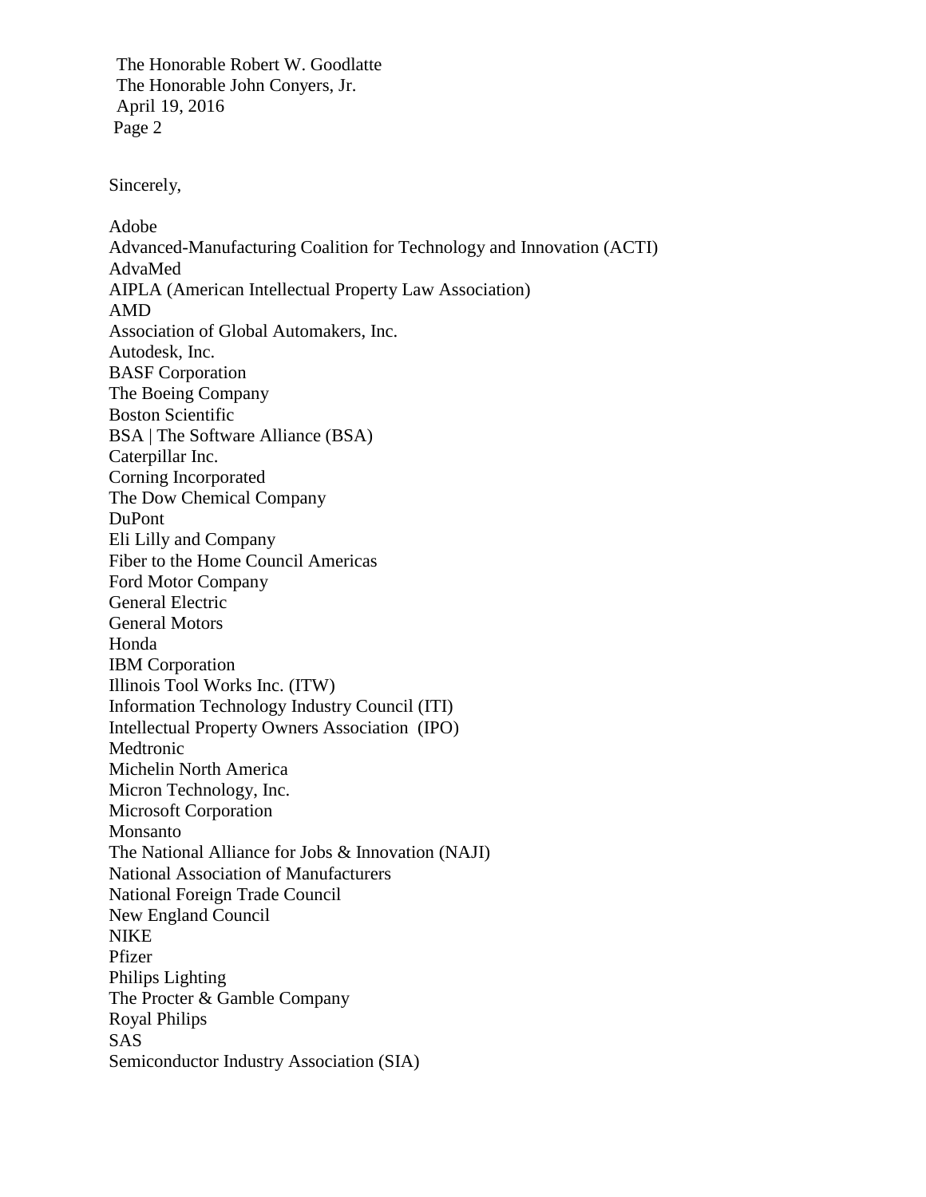Sincerely,

Adobe
Advanced-Manufacturing Coalition for Technology and Innovation (ACTI)
AdvaMed
AIPLA (American Intellectual Property Law Association)
AMD
Association of Global Automakers, Inc.
Autodesk, Inc.
BASF Corporation
The Boeing Company
Boston Scientific
BSA | The Software Alliance (BSA)
Caterpillar Inc.
Corning Incorporated
The Dow Chemical Company
DuPont
Eli Lilly and Company
Fiber to the Home Council Americas
Ford Motor Company
General Electric
General Motors
Honda
IBM Corporation
Illinois Tool Works Inc. (ITW)
Information Technology Industry Council (ITI)
Intellectual Property Owners Association (IPO)
Medtronic
Michelin North America
Micron Technology, Inc.
Microsoft Corporation
Monsanto
The National Alliance for Jobs & Innovation (NAJI)
National Association of Manufacturers
National Foreign Trade Council
New England Council
NIKE
Pfizer
Philips Lighting
The Procter & Gamble Company
Royal Philips
SAS
Semiconductor Industry Association (SIA)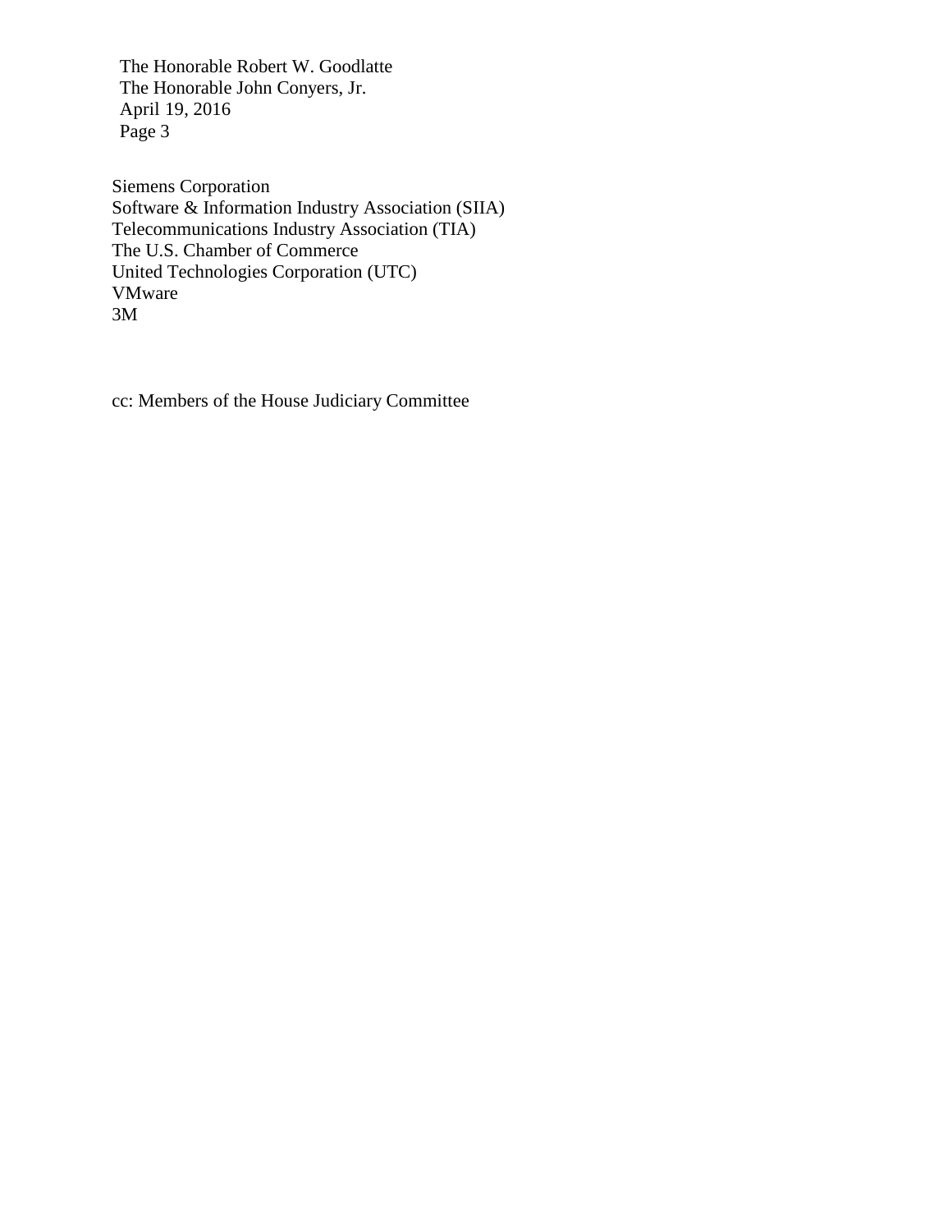Siemens Corporation
Software & Information Industry Association (SIIA)
Telecommunications Industry Association (TIA)
The U.S. Chamber of Commerce
United Technologies Corporation (UTC)
VMware
3M

cc: Members of the House Judiciary Committee